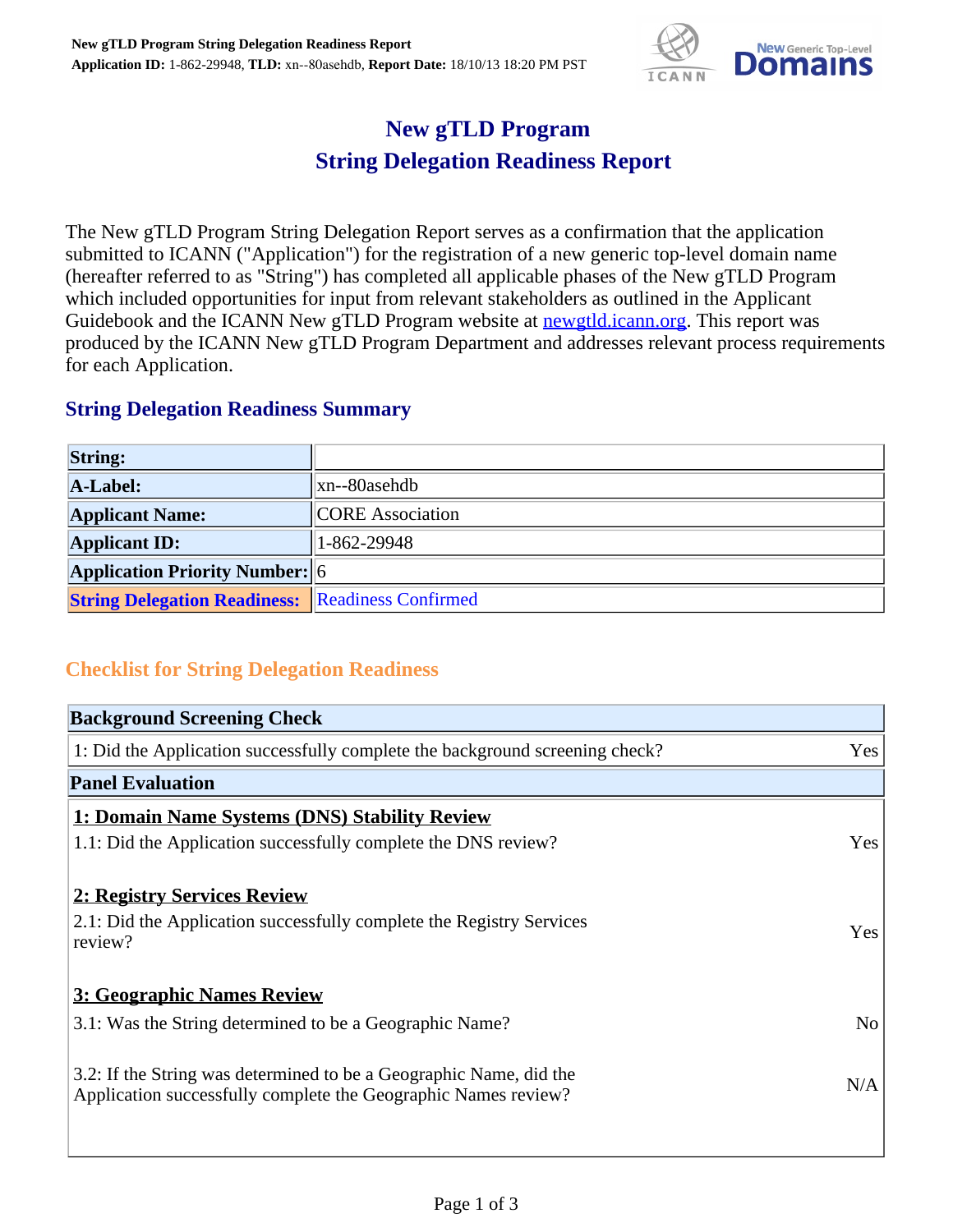# New gTLD Program
# String Delegation Readiness Report

The New gTLD Program String Delegation Report serves as a confirmation that the application submitted to ICANN ("Application") for the registration of a new generic top-level domain name (hereafter referred to as "String") has completed all applicable phases of the New gTLD Program which included opportunities for input from relevant stakeholders as outlined in the Applicant Guidebook and the ICANN New gTLD Program website at [newgtld.icann.org](newgtld.icann.org). This report was produced by the ICANN New gTLD Program Department and addresses relevant process requirements for each Application.

## String Delegation Readiness Summary

| | |
|---|---|
| **String:** | |
| **A-Label:** | xn--80asehdb |
| **Applicant Name:** | CORE Association |
| **Applicant ID:** | 1-862-29948 |
| **Application Priority Number:** | 6 |
| **String Delegation Readiness:** | Readiness Confirmed |

## Checklist for String Delegation Readiness

| **Background Screening Check** | |
|---|---|
| 1: Did the Application successfully complete the background screening check? | Yes |
| **Panel Evaluation** | |
| **1: Domain Name Systems (DNS) Stability Review** | |
| 1.1: Did the Application successfully complete the DNS review? | Yes |
| **2: Registry Services Review** | |
| 2.1: Did the Application successfully complete the Registry Services review? | Yes |
| **3: Geographic Names Review** | |
| 3.1: Was the String determined to be a Geographic Name? | No |
| 3.2: If the String was determined to be a Geographic Name, did the Application successfully complete the Geographic Names review? | N/A |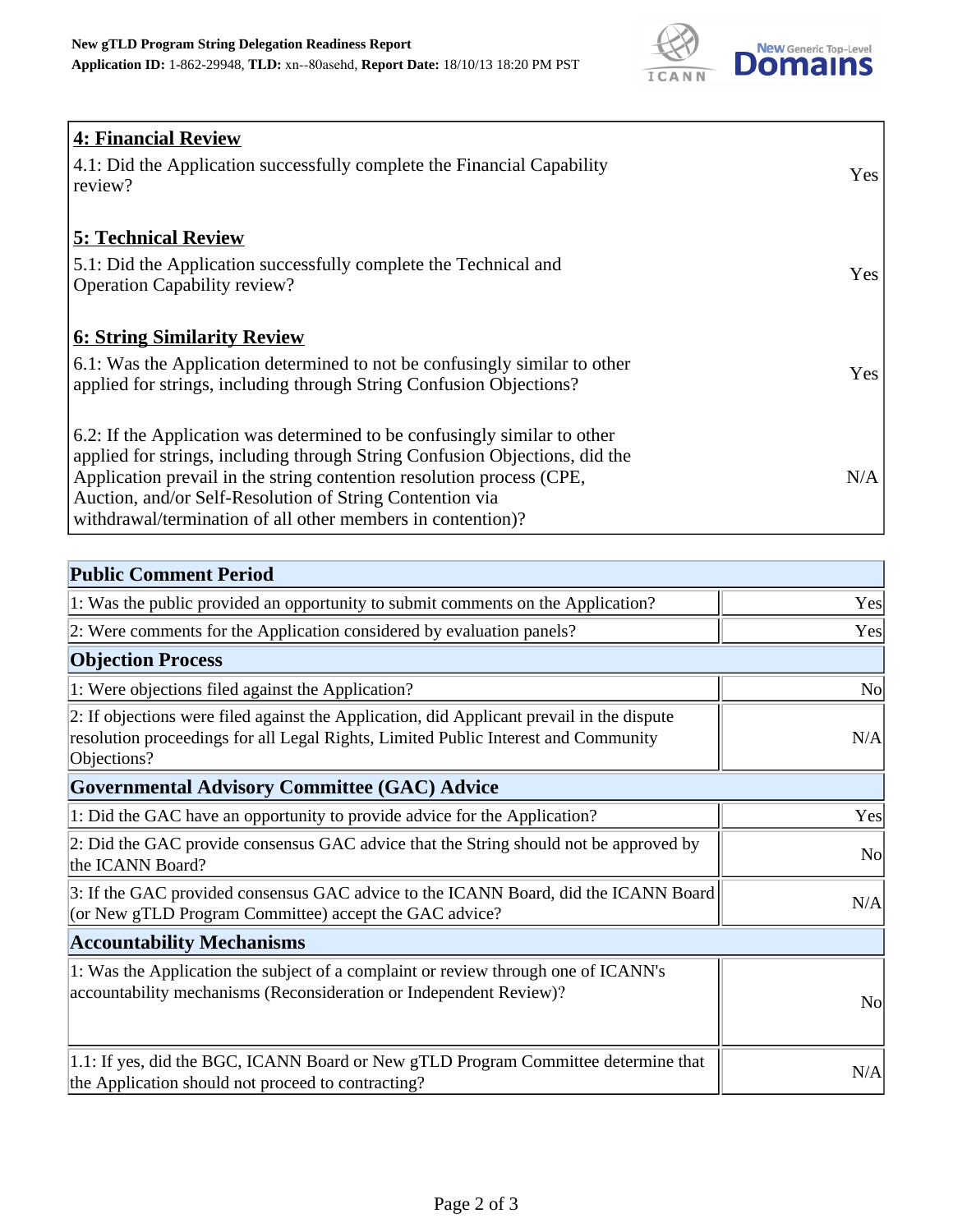| 4: Financial Review | |
|---|---|
| 4.1: Did the Application successfully complete the Financial Capability review? | Yes |
| **5: Technical Review** | |
| 5.1: Did the Application successfully complete the Technical and Operation Capability review? | Yes |
| **6: String Similarity Review** | |
| 6.1: Was the Application determined to not be confusingly similar to other applied for strings, including through String Confusion Objections? | Yes |
| 6.2: If the Application was determined to be confusingly similar to other applied for strings, including through String Confusion Objections, did the Application prevail in the string contention resolution process (CPE, Auction, and/or Self-Resolution of String Contention via withdrawal/termination of all other members in contention)? | N/A |

| Public Comment Period | |
|---|---|
| 1: Was the public provided an opportunity to submit comments on the Application? | Yes |
| 2: Were comments for the Application considered by evaluation panels? | Yes |
| **Objection Process** | |
| 1: Were objections filed against the Application? | No |
| 2: If objections were filed against the Application, did Applicant prevail in the dispute resolution proceedings for all Legal Rights, Limited Public Interest and Community Objections? | N/A |
| **Governmental Advisory Committee (GAC) Advice** | |
| 1: Did the GAC have an opportunity to provide advice for the Application? | Yes |
| 2: Did the GAC provide consensus GAC advice that the String should not be approved by the ICANN Board? | No |
| 3: If the GAC provided consensus GAC advice to the ICANN Board, did the ICANN Board (or New gTLD Program Committee) accept the GAC advice? | N/A |
| **Accountability Mechanisms** | |
| 1: Was the Application the subject of a complaint or review through one of ICANN's accountability mechanisms (Reconsideration or Independent Review)? | No |
| 1.1: If yes, did the BGC, ICANN Board or New gTLD Program Committee determine that the Application should not proceed to contracting? | N/A |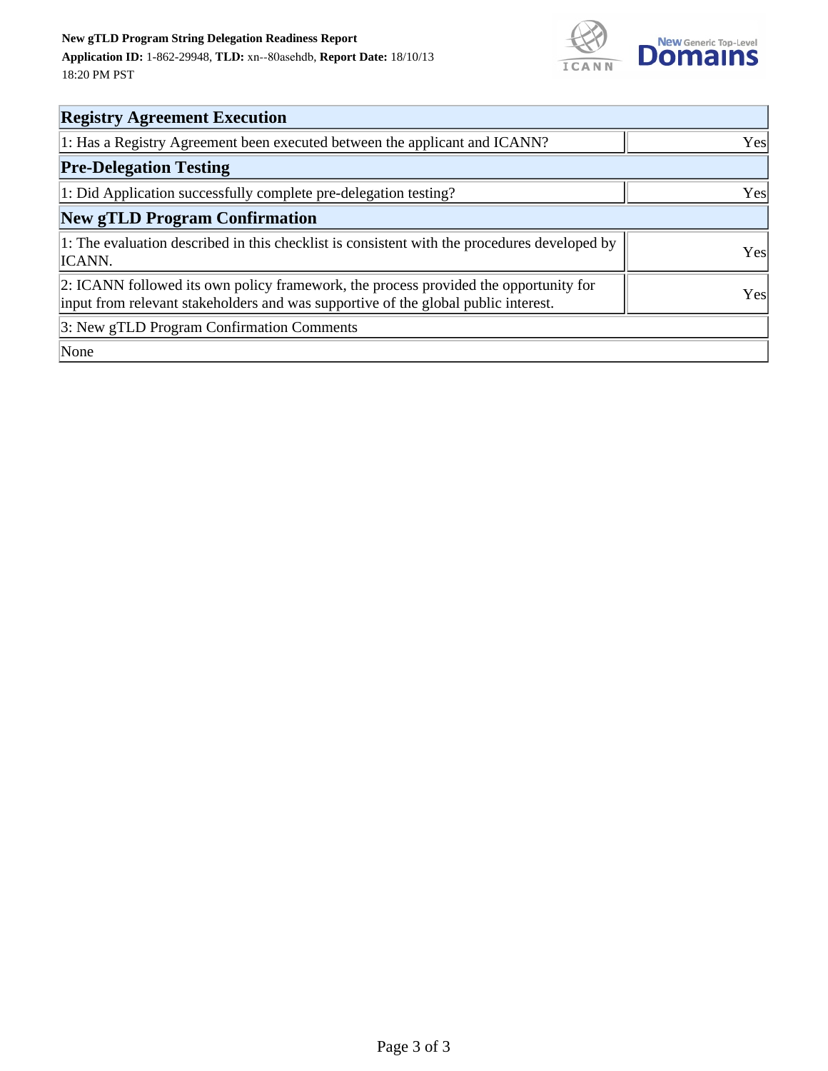| Registry Agreement Execution | |
|---|---|
| 1: Has a Registry Agreement been executed between the applicant and ICANN? | Yes |

| Pre-Delegation Testing | |
|---|---|
| 1: Did Application successfully complete pre-delegation testing? | Yes |

| New gTLD Program Confirmation | |
|---|---|
| 1: The evaluation described in this checklist is consistent with the procedures developed by ICANN. | Yes |
| 2: ICANN followed its own policy framework, the process provided the opportunity for input from relevant stakeholders and was supportive of the global public interest. | Yes |
| 3: New gTLD Program Confirmation Comments | |
| None | |